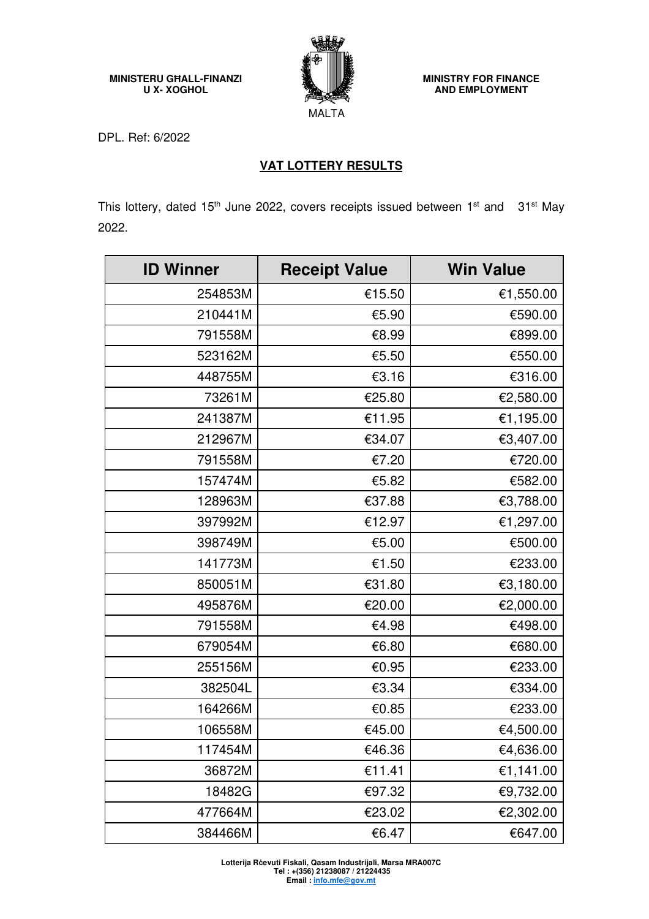MINISTERU GĦALL-FINANZI U X- XOGĦOL

MALTA

MINISTRY FOR FINANCE AND EMPLOYMENT

DPL. Ref: 6/2022

## VAT LOTTERY RESULTS

This lottery, dated 15th June 2022, covers receipts issued between 1st and 31st May 2022.

| ID Winner | Receipt Value | Win Value |
|---|---|---|
| 254853M | €15.50 | €1,550.00 |
| 210441M | €5.90 | €590.00 |
| 791558M | €8.99 | €899.00 |
| 523162M | €5.50 | €550.00 |
| 448755M | €3.16 | €316.00 |
| 73261M | €25.80 | €2,580.00 |
| 241387M | €11.95 | €1,195.00 |
| 212967M | €34.07 | €3,407.00 |
| 791558M | €7.20 | €720.00 |
| 157474M | €5.82 | €582.00 |
| 128963M | €37.88 | €3,788.00 |
| 397992M | €12.97 | €1,297.00 |
| 398749M | €5.00 | €500.00 |
| 141773M | €1.50 | €233.00 |
| 850051M | €31.80 | €3,180.00 |
| 495876M | €20.00 | €2,000.00 |
| 791558M | €4.98 | €498.00 |
| 679054M | €6.80 | €680.00 |
| 255156M | €0.95 | €233.00 |
| 382504L | €3.34 | €334.00 |
| 164266M | €0.85 | €233.00 |
| 106558M | €45.00 | €4,500.00 |
| 117454M | €46.36 | €4,636.00 |
| 36872M | €11.41 | €1,141.00 |
| 18482G | €97.32 | €9,732.00 |
| 477664M | €23.02 | €2,302.00 |
| 384466M | €6.47 | €647.00 |

Lotterija Rċevuti Fiskali, Qasam Industrijali, Marsa MRA007C
Tel : +(356) 21238087 / 21224435
Email : info.mfe@gov.mt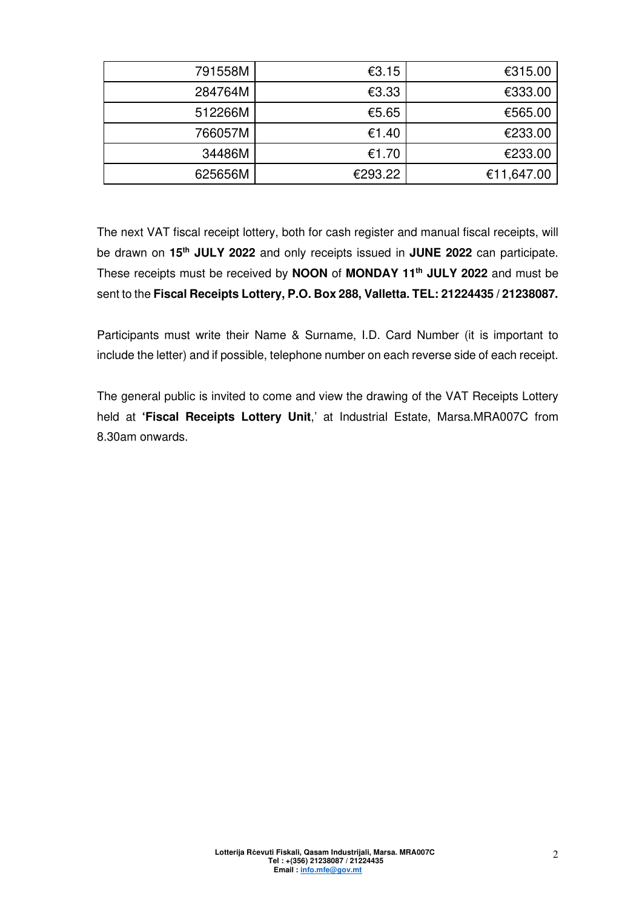| | | |
|---|---|---|
| 791558M | €3.15 | €315.00 |
| 284764M | €3.33 | €333.00 |
| 512266M | €5.65 | €565.00 |
| 766057M | €1.40 | €233.00 |
| 34486M | €1.70 | €233.00 |
| 625656M | €293.22 | €11,647.00 |

The next VAT fiscal receipt lottery, both for cash register and manual fiscal receipts, will be drawn on **15th JULY 2022** and only receipts issued in **JUNE 2022** can participate. These receipts must be received by **NOON** of **MONDAY 11th JULY 2022** and must be sent to the **Fiscal Receipts Lottery, P.O. Box 288, Valletta. TEL: 21224435 / 21238087.**

Participants must write their Name & Surname, I.D. Card Number (it is important to include the letter) and if possible, telephone number on each reverse side of each receipt.

The general public is invited to come and view the drawing of the VAT Receipts Lottery held at **'Fiscal Receipts Lottery Unit**,' at Industrial Estate, Marsa.MRA007C from 8.30am onwards.

**Lotterija Rċevuti Fiskali, Qasam Industrijali, Marsa. MRA007C**
**Tel : +(356) 21238087 / 21224435**
**Email : info.mfe@gov.mt**